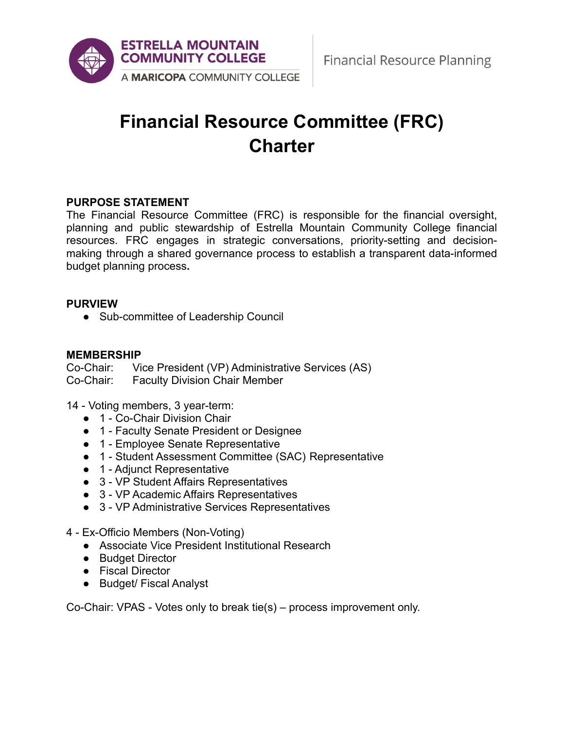# Financial Resource Committee (FRC) Charter

## PURPOSE STATEMENT

The Financial Resource Committee (FRC) is responsible for the financial oversight, planning and public stewardship of Estrella Mountain Community College financial resources. FRC engages in strategic conversations, priority-setting and decision-making through a shared governance process to establish a transparent data-informed budget planning process**.**

## PURVIEW

- Sub-committee of Leadership Council

## MEMBERSHIP

Co-Chair: Vice President (VP) Administrative Services (AS)
Co-Chair: Faculty Division Chair Member

14 - Voting members, 3 year-term:

- 1 - Co-Chair Division Chair
- 1 - Faculty Senate President or Designee
- 1 - Employee Senate Representative
- 1 - Student Assessment Committee (SAC) Representative
- 1 - Adjunct Representative
- 3 - VP Student Affairs Representatives
- 3 - VP Academic Affairs Representatives
- 3 - VP Administrative Services Representatives

4 - Ex-Officio Members (Non-Voting)

- Associate Vice President Institutional Research
- Budget Director
- Fiscal Director
- Budget/ Fiscal Analyst

Co-Chair: VPAS - Votes only to break tie(s) – process improvement only.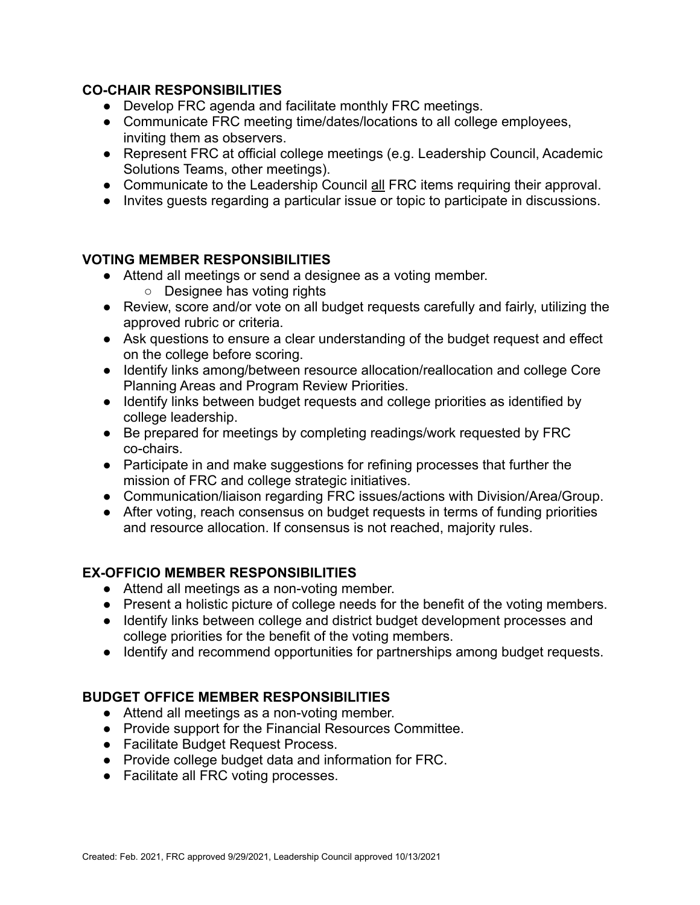**CO-CHAIR RESPONSIBILITIES**

- Develop FRC agenda and facilitate monthly FRC meetings.
- Communicate FRC meeting time/dates/locations to all college employees, inviting them as observers.
- Represent FRC at official college meetings (e.g. Leadership Council, Academic Solutions Teams, other meetings).
- Communicate to the Leadership Council <u>all</u> FRC items requiring their approval.
- Invites guests regarding a particular issue or topic to participate in discussions.

**VOTING MEMBER RESPONSIBILITIES**

- Attend all meetings or send a designee as a voting member.
  - Designee has voting rights
- Review, score and/or vote on all budget requests carefully and fairly, utilizing the approved rubric or criteria.
- Ask questions to ensure a clear understanding of the budget request and effect on the college before scoring.
- Identify links among/between resource allocation/reallocation and college Core Planning Areas and Program Review Priorities.
- Identify links between budget requests and college priorities as identified by college leadership.
- Be prepared for meetings by completing readings/work requested by FRC co-chairs.
- Participate in and make suggestions for refining processes that further the mission of FRC and college strategic initiatives.
- Communication/liaison regarding FRC issues/actions with Division/Area/Group.
- After voting, reach consensus on budget requests in terms of funding priorities and resource allocation. If consensus is not reached, majority rules.

**EX-OFFICIO MEMBER RESPONSIBILITIES**

- Attend all meetings as a non-voting member.
- Present a holistic picture of college needs for the benefit of the voting members.
- Identify links between college and district budget development processes and college priorities for the benefit of the voting members.
- Identify and recommend opportunities for partnerships among budget requests.

**BUDGET OFFICE MEMBER RESPONSIBILITIES**

- Attend all meetings as a non-voting member.
- Provide support for the Financial Resources Committee.
- Facilitate Budget Request Process.
- Provide college budget data and information for FRC.
- Facilitate all FRC voting processes.

Created: Feb. 2021, FRC approved 9/29/2021, Leadership Council approved 10/13/2021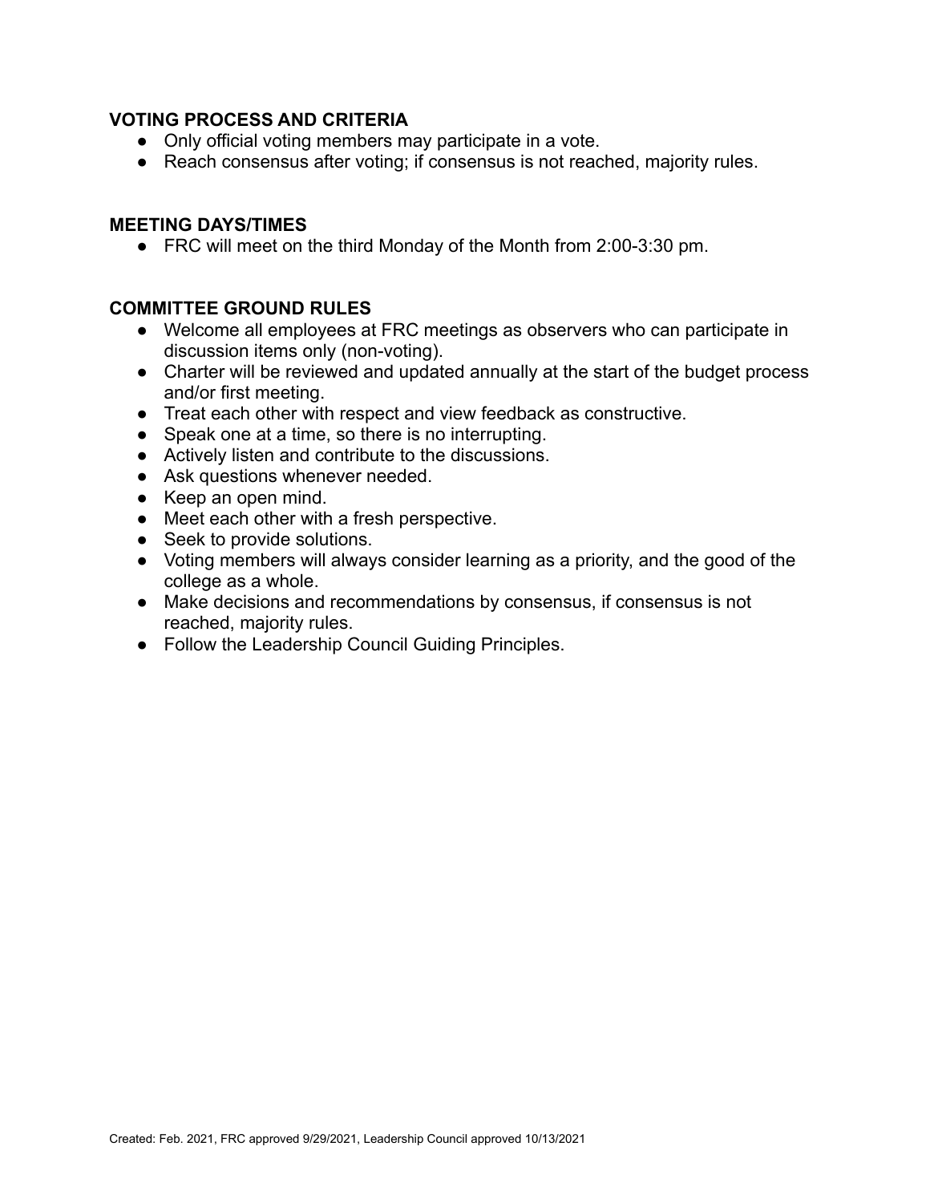### VOTING PROCESS AND CRITERIA

- Only official voting members may participate in a vote.
- Reach consensus after voting; if consensus is not reached, majority rules.

### MEETING DAYS/TIMES

- FRC will meet on the third Monday of the Month from 2:00-3:30 pm.

### COMMITTEE GROUND RULES

- Welcome all employees at FRC meetings as observers who can participate in discussion items only (non-voting).
- Charter will be reviewed and updated annually at the start of the budget process and/or first meeting.
- Treat each other with respect and view feedback as constructive.
- Speak one at a time, so there is no interrupting.
- Actively listen and contribute to the discussions.
- Ask questions whenever needed.
- Keep an open mind.
- Meet each other with a fresh perspective.
- Seek to provide solutions.
- Voting members will always consider learning as a priority, and the good of the college as a whole.
- Make decisions and recommendations by consensus, if consensus is not reached, majority rules.
- Follow the Leadership Council Guiding Principles.

Created: Feb. 2021, FRC approved 9/29/2021, Leadership Council approved 10/13/2021